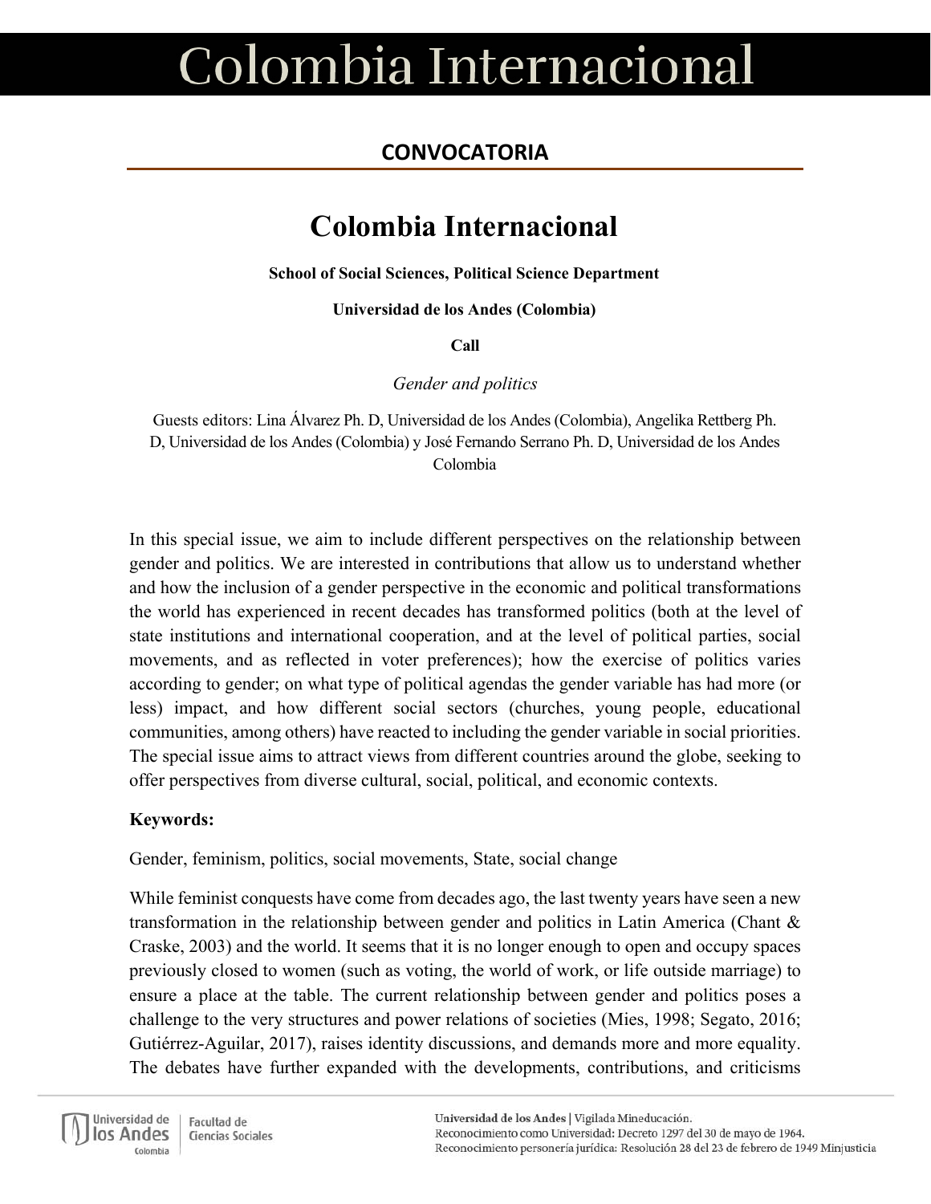# Colombia Internacional

## CONVOCATORIA

# Colombia Internacional

**School of Social Sciences, Political Science Department**

**Universidad de los Andes (Colombia)**

**Call**

*Gender and politics*

Guests editors: Lina Álvarez Ph. D, Universidad de los Andes (Colombia), Angelika Rettberg Ph. D, Universidad de los Andes (Colombia) y José Fernando Serrano Ph. D, Universidad de los Andes Colombia

In this special issue, we aim to include different perspectives on the relationship between gender and politics. We are interested in contributions that allow us to understand whether and how the inclusion of a gender perspective in the economic and political transformations the world has experienced in recent decades has transformed politics (both at the level of state institutions and international cooperation, and at the level of political parties, social movements, and as reflected in voter preferences); how the exercise of politics varies according to gender; on what type of political agendas the gender variable has had more (or less) impact, and how different social sectors (churches, young people, educational communities, among others) have reacted to including the gender variable in social priorities. The special issue aims to attract views from different countries around the globe, seeking to offer perspectives from diverse cultural, social, political, and economic contexts.

**Keywords:**

Gender, feminism, politics, social movements, State, social change

While feminist conquests have come from decades ago, the last twenty years have seen a new transformation in the relationship between gender and politics in Latin America (Chant & Craske, 2003) and the world. It seems that it is no longer enough to open and occupy spaces previously closed to women (such as voting, the world of work, or life outside marriage) to ensure a place at the table. The current relationship between gender and politics poses a challenge to the very structures and power relations of societies (Mies, 1998; Segato, 2016; Gutiérrez-Aguilar, 2017), raises identity discussions, and demands more and more equality. The debates have further expanded with the developments, contributions, and criticisms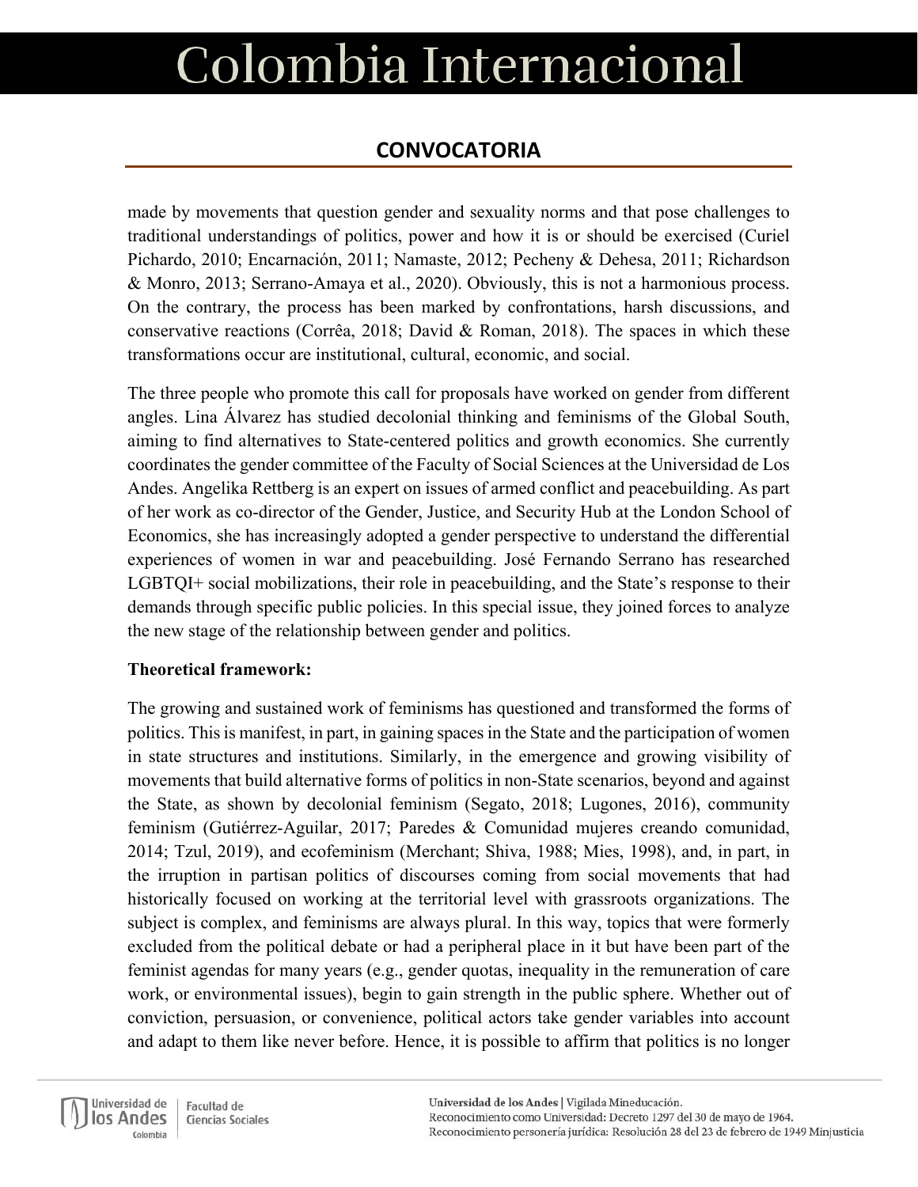made by movements that question gender and sexuality norms and that pose challenges to traditional understandings of politics, power and how it is or should be exercised (Curiel Pichardo, 2010; Encarnación, 2011; Namaste, 2012; Pecheny & Dehesa, 2011; Richardson & Monro, 2013; Serrano-Amaya et al., 2020). Obviously, this is not a harmonious process. On the contrary, the process has been marked by confrontations, harsh discussions, and conservative reactions (Corrêa, 2018; David & Roman, 2018). The spaces in which these transformations occur are institutional, cultural, economic, and social.

The three people who promote this call for proposals have worked on gender from different angles. Lina Álvarez has studied decolonial thinking and feminisms of the Global South, aiming to find alternatives to State-centered politics and growth economics. She currently coordinates the gender committee of the Faculty of Social Sciences at the Universidad de Los Andes. Angelika Rettberg is an expert on issues of armed conflict and peacebuilding. As part of her work as co-director of the Gender, Justice, and Security Hub at the London School of Economics, she has increasingly adopted a gender perspective to understand the differential experiences of women in war and peacebuilding. José Fernando Serrano has researched LGBTQI+ social mobilizations, their role in peacebuilding, and the State's response to their demands through specific public policies. In this special issue, they joined forces to analyze the new stage of the relationship between gender and politics.

**Theoretical framework:**

The growing and sustained work of feminisms has questioned and transformed the forms of politics. This is manifest, in part, in gaining spaces in the State and the participation of women in state structures and institutions. Similarly, in the emergence and growing visibility of movements that build alternative forms of politics in non-State scenarios, beyond and against the State, as shown by decolonial feminism (Segato, 2018; Lugones, 2016), community feminism (Gutiérrez-Aguilar, 2017; Paredes & Comunidad mujeres creando comunidad, 2014; Tzul, 2019), and ecofeminism (Merchant; Shiva, 1988; Mies, 1998), and, in part, in the irruption in partisan politics of discourses coming from social movements that had historically focused on working at the territorial level with grassroots organizations. The subject is complex, and feminisms are always plural. In this way, topics that were formerly excluded from the political debate or had a peripheral place in it but have been part of the feminist agendas for many years (e.g., gender quotas, inequality in the remuneration of care work, or environmental issues), begin to gain strength in the public sphere. Whether out of conviction, persuasion, or convenience, political actors take gender variables into account and adapt to them like never before. Hence, it is possible to affirm that politics is no longer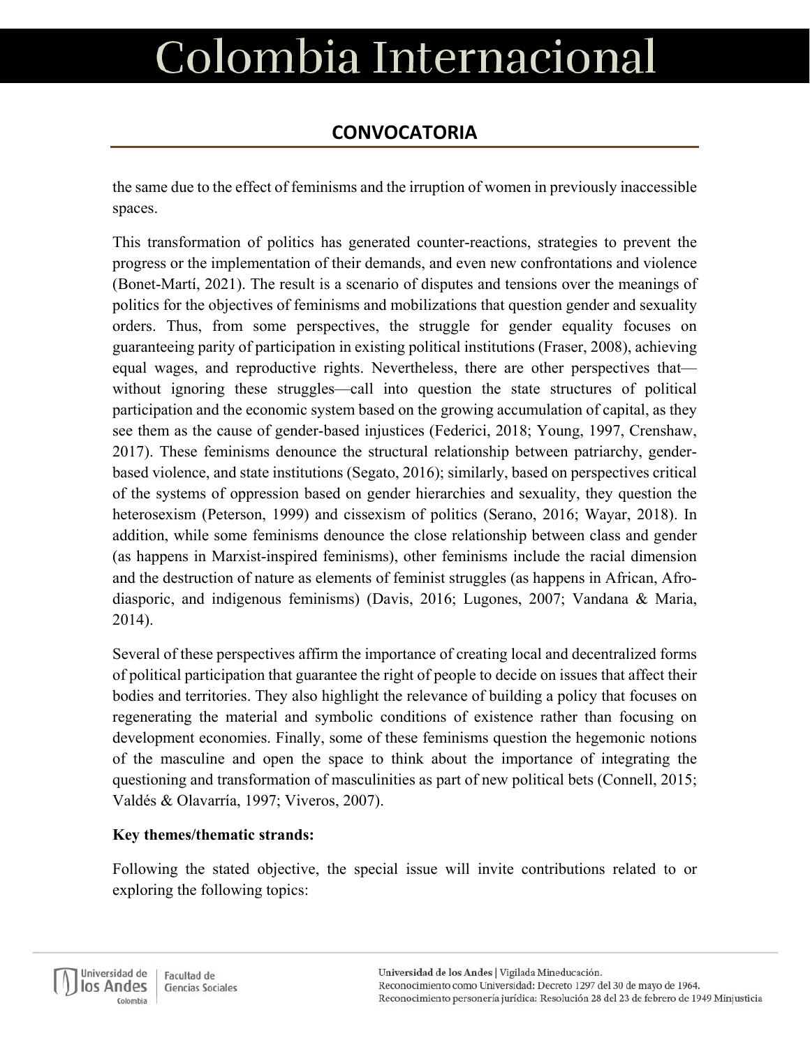the same due to the effect of feminisms and the irruption of women in previously inaccessible spaces.

This transformation of politics has generated counter-reactions, strategies to prevent the progress or the implementation of their demands, and even new confrontations and violence (Bonet-Martí, 2021). The result is a scenario of disputes and tensions over the meanings of politics for the objectives of feminisms and mobilizations that question gender and sexuality orders. Thus, from some perspectives, the struggle for gender equality focuses on guaranteeing parity of participation in existing political institutions (Fraser, 2008), achieving equal wages, and reproductive rights. Nevertheless, there are other perspectives that—without ignoring these struggles—call into question the state structures of political participation and the economic system based on the growing accumulation of capital, as they see them as the cause of gender-based injustices (Federici, 2018; Young, 1997, Crenshaw, 2017). These feminisms denounce the structural relationship between patriarchy, gender-based violence, and state institutions (Segato, 2016); similarly, based on perspectives critical of the systems of oppression based on gender hierarchies and sexuality, they question the heterosexism (Peterson, 1999) and cissexism of politics (Serano, 2016; Wayar, 2018). In addition, while some feminisms denounce the close relationship between class and gender (as happens in Marxist-inspired feminisms), other feminisms include the racial dimension and the destruction of nature as elements of feminist struggles (as happens in African, Afro-diasporic, and indigenous feminisms) (Davis, 2016; Lugones, 2007; Vandana & Maria, 2014).

Several of these perspectives affirm the importance of creating local and decentralized forms of political participation that guarantee the right of people to decide on issues that affect their bodies and territories. They also highlight the relevance of building a policy that focuses on regenerating the material and symbolic conditions of existence rather than focusing on development economies. Finally, some of these feminisms question the hegemonic notions of the masculine and open the space to think about the importance of integrating the questioning and transformation of masculinities as part of new political bets (Connell, 2015; Valdés & Olavarría, 1997; Viveros, 2007).

**Key themes/thematic strands:**

Following the stated objective, the special issue will invite contributions related to or exploring the following topics: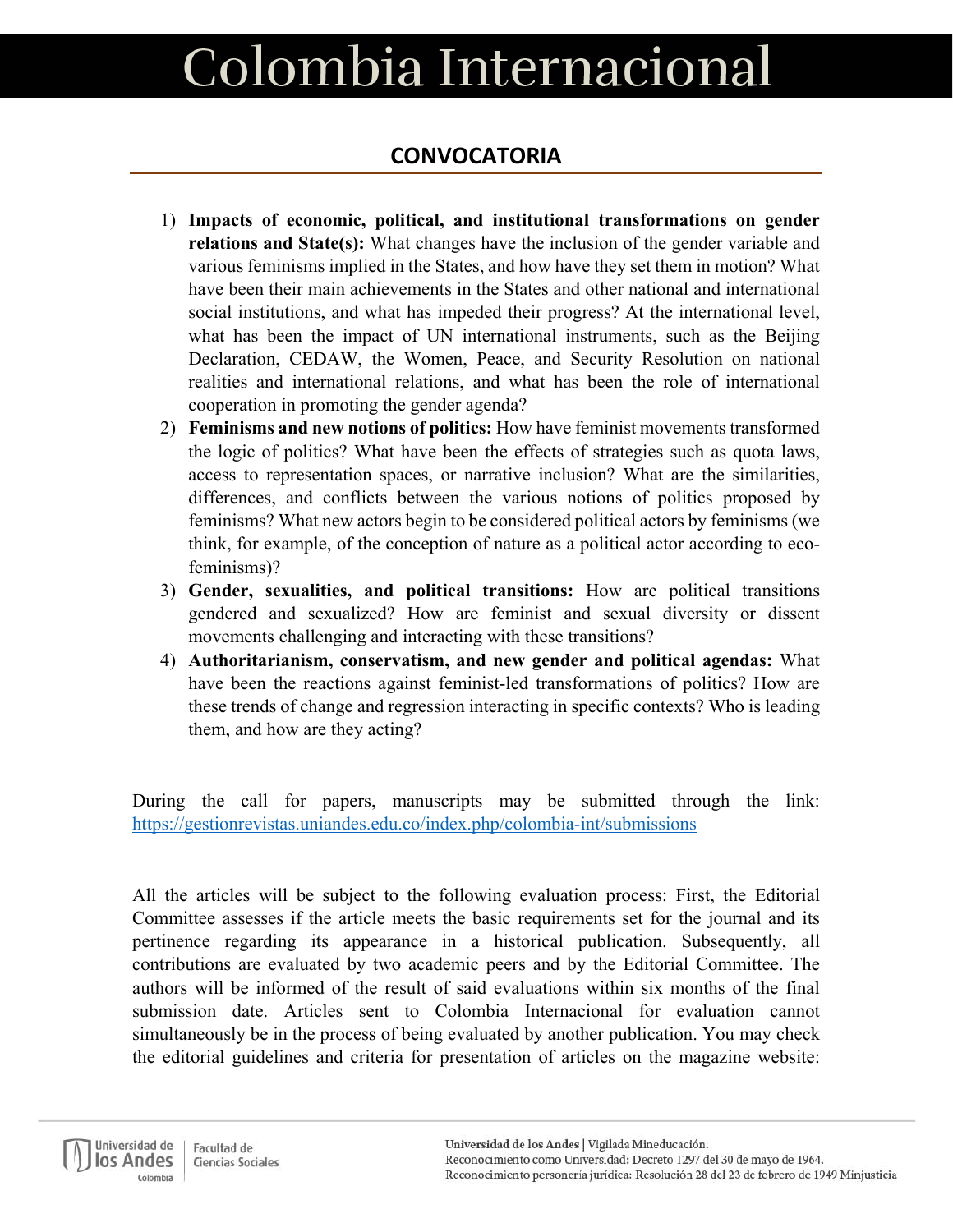## CONVOCATORIA

1) **Impacts of economic, political, and institutional transformations on gender relations and State(s):** What changes have the inclusion of the gender variable and various feminisms implied in the States, and how have they set them in motion? What have been their main achievements in the States and other national and international social institutions, and what has impeded their progress? At the international level, what has been the impact of UN international instruments, such as the Beijing Declaration, CEDAW, the Women, Peace, and Security Resolution on national realities and international relations, and what has been the role of international cooperation in promoting the gender agenda?
2) **Feminisms and new notions of politics:** How have feminist movements transformed the logic of politics? What have been the effects of strategies such as quota laws, access to representation spaces, or narrative inclusion? What are the similarities, differences, and conflicts between the various notions of politics proposed by feminisms? What new actors begin to be considered political actors by feminisms (we think, for example, of the conception of nature as a political actor according to eco-feminisms)?
3) **Gender, sexualities, and political transitions:** How are political transitions gendered and sexualized? How are feminist and sexual diversity or dissent movements challenging and interacting with these transitions?
4) **Authoritarianism, conservatism, and new gender and political agendas:** What have been the reactions against feminist-led transformations of politics? How are these trends of change and regression interacting in specific contexts? Who is leading them, and how are they acting?

During the call for papers, manuscripts may be submitted through the link: https://gestionrevistas.uniandes.edu.co/index.php/colombia-int/submissions

All the articles will be subject to the following evaluation process: First, the Editorial Committee assesses if the article meets the basic requirements set for the journal and its pertinence regarding its appearance in a historical publication. Subsequently, all contributions are evaluated by two academic peers and by the Editorial Committee. The authors will be informed of the result of said evaluations within six months of the final submission date. Articles sent to Colombia Internacional for evaluation cannot simultaneously be in the process of being evaluated by another publication. You may check the editorial guidelines and criteria for presentation of articles on the magazine website: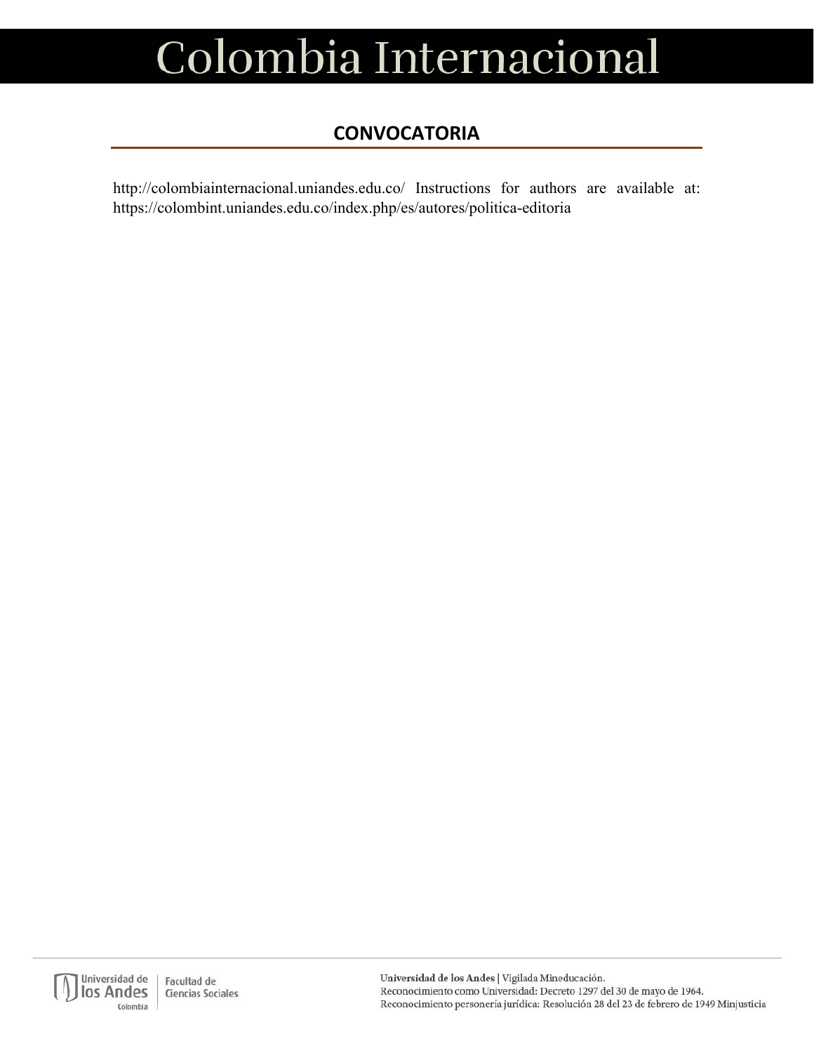## CONVOCATORIA

http://colombiainternacional.uniandes.edu.co/ Instructions for authors are available at: https://colombint.uniandes.edu.co/index.php/es/autores/politica-editoria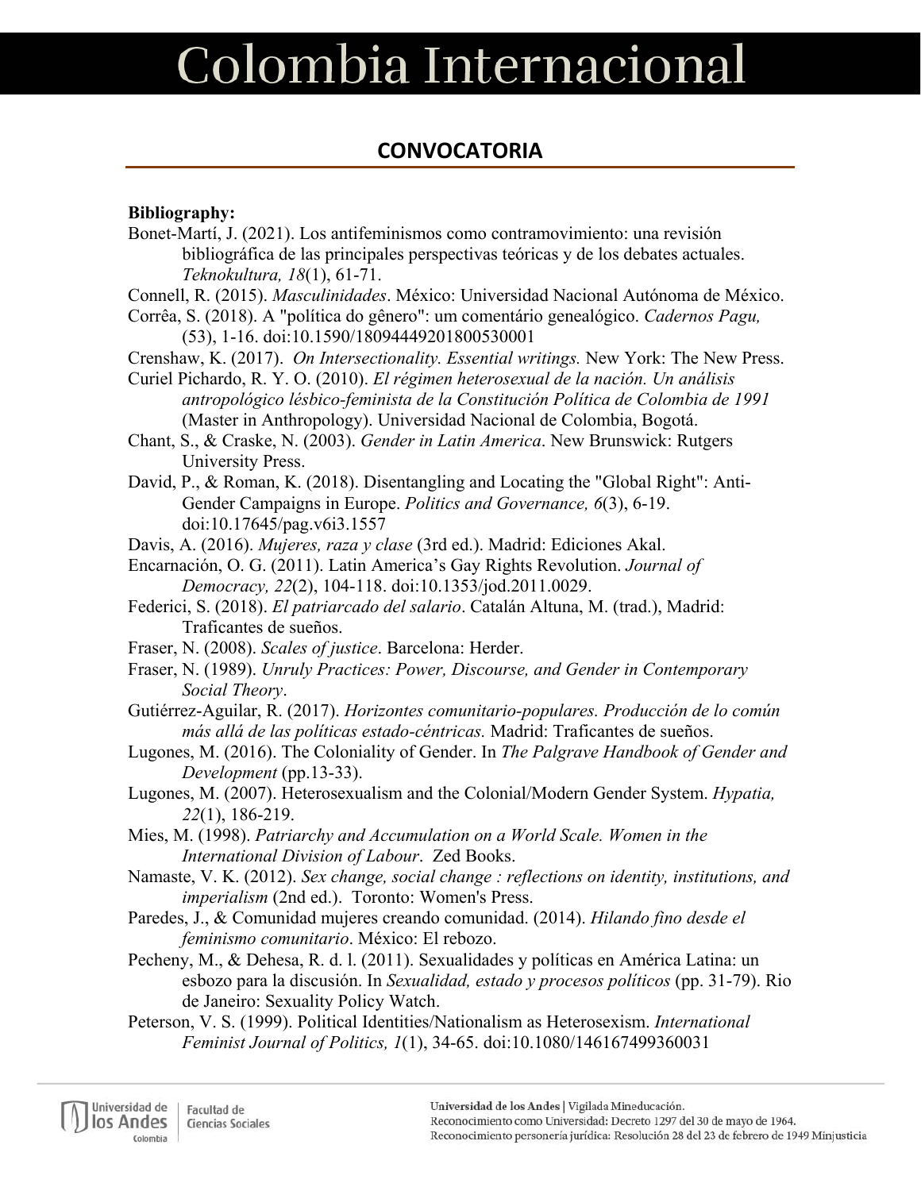## CONVOCATORIA

**Bibliography:**

Bonet-Martí, J. (2021). Los antifeminismos como contramovimiento: una revisión bibliográfica de las principales perspectivas teóricas y de los debates actuales. *Teknokultura, 18*(1), 61-71.

Connell, R. (2015). *Masculinidades*. México: Universidad Nacional Autónoma de México.

Corrêa, S. (2018). A "política do gênero": um comentário genealógico. *Cadernos Pagu,* (53), 1-16. doi:10.1590/18094449201800530001

Crenshaw, K. (2017). *On Intersectionality. Essential writings.* New York: The New Press.

Curiel Pichardo, R. Y. O. (2010). *El régimen heterosexual de la nación. Un análisis antropológico lésbico-feminista de la Constitución Política de Colombia de 1991* (Master in Anthropology). Universidad Nacional de Colombia, Bogotá.

Chant, S., & Craske, N. (2003). *Gender in Latin America*. New Brunswick: Rutgers University Press.

David, P., & Roman, K. (2018). Disentangling and Locating the "Global Right": Anti-Gender Campaigns in Europe. *Politics and Governance, 6*(3), 6-19. doi:10.17645/pag.v6i3.1557

Davis, A. (2016). *Mujeres, raza y clase* (3rd ed.). Madrid: Ediciones Akal.

Encarnación, O. G. (2011). Latin America's Gay Rights Revolution. *Journal of Democracy, 22*(2), 104-118. doi:10.1353/jod.2011.0029.

Federici, S. (2018). *El patriarcado del salario*. Catalán Altuna, M. (trad.), Madrid: Traficantes de sueños.

Fraser, N. (2008). *Scales of justice*. Barcelona: Herder.

Fraser, N. (1989). *Unruly Practices: Power, Discourse, and Gender in Contemporary Social Theory*.

Gutiérrez-Aguilar, R. (2017). *Horizontes comunitario-populares. Producción de lo común más allá de las políticas estado-céntricas.* Madrid: Traficantes de sueños.

Lugones, M. (2016). The Coloniality of Gender. In *The Palgrave Handbook of Gender and Development* (pp.13-33).

Lugones, M. (2007). Heterosexualism and the Colonial/Modern Gender System. *Hypatia, 22*(1), 186-219.

Mies, M. (1998). *Patriarchy and Accumulation on a World Scale. Women in the International Division of Labour*. Zed Books.

Namaste, V. K. (2012). *Sex change, social change : reflections on identity, institutions, and imperialism* (2nd ed.). Toronto: Women's Press.

Paredes, J., & Comunidad mujeres creando comunidad. (2014). *Hilando fino desde el feminismo comunitario*. México: El rebozo.

Pecheny, M., & Dehesa, R. d. l. (2011). Sexualidades y políticas en América Latina: un esbozo para la discusión. In *Sexualidad, estado y procesos políticos* (pp. 31-79). Rio de Janeiro: Sexuality Policy Watch.

Peterson, V. S. (1999). Political Identities/Nationalism as Heterosexism. *International Feminist Journal of Politics, 1*(1), 34-65. doi:10.1080/146167499360031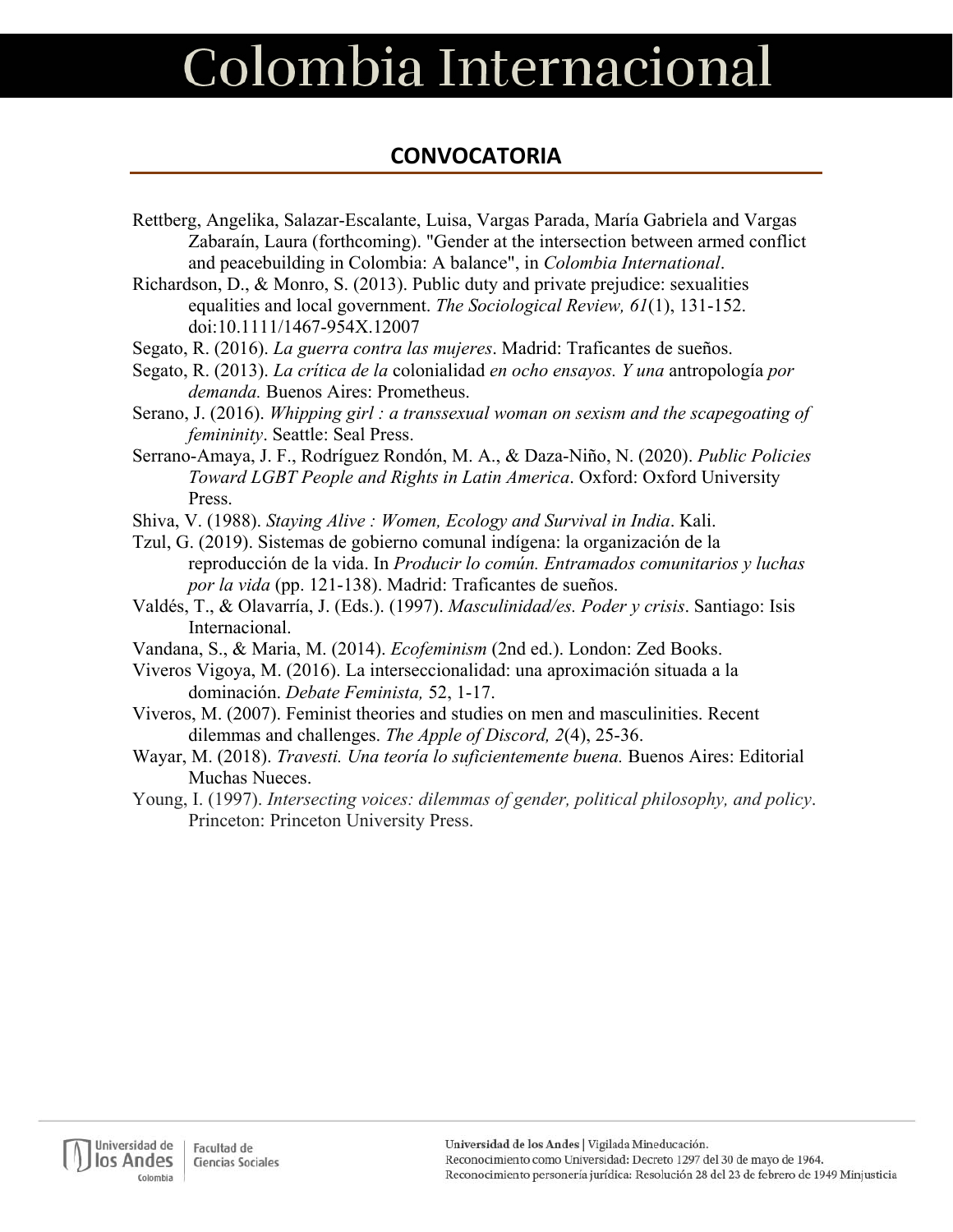## CONVOCATORIA

Rettberg, Angelika, Salazar-Escalante, Luisa, Vargas Parada, María Gabriela and Vargas Zabaraín, Laura (forthcoming). "Gender at the intersection between armed conflict and peacebuilding in Colombia: A balance", in *Colombia International*.

Richardson, D., & Monro, S. (2013). Public duty and private prejudice: sexualities equalities and local government. *The Sociological Review, 61*(1), 131-152. doi:10.1111/1467-954X.12007

Segato, R. (2016). *La guerra contra las mujeres*. Madrid: Traficantes de sueños.

Segato, R. (2013). *La crítica de la* colonialidad *en ocho ensayos. Y una* antropología *por demanda.* Buenos Aires: Prometheus.

Serano, J. (2016). *Whipping girl : a transsexual woman on sexism and the scapegoating of femininity*. Seattle: Seal Press.

Serrano-Amaya, J. F., Rodríguez Rondón, M. A., & Daza-Niño, N. (2020). *Public Policies Toward LGBT People and Rights in Latin America*. Oxford: Oxford University Press.

Shiva, V. (1988). *Staying Alive : Women, Ecology and Survival in India*. Kali.

Tzul, G. (2019). Sistemas de gobierno comunal indígena: la organización de la reproducción de la vida. In *Producir lo común. Entramados comunitarios y luchas por la vida* (pp. 121-138). Madrid: Traficantes de sueños.

Valdés, T., & Olavarría, J. (Eds.). (1997). *Masculinidad/es. Poder y crisis*. Santiago: Isis Internacional.

Vandana, S., & Maria, M. (2014). *Ecofeminism* (2nd ed.). London: Zed Books.

Viveros Vigoya, M. (2016). La interseccionalidad: una aproximación situada a la dominación. *Debate Feminista,* 52, 1-17.

Viveros, M. (2007). Feminist theories and studies on men and masculinities. Recent dilemmas and challenges. *The Apple of Discord, 2*(4), 25-36.

Wayar, M. (2018). *Travesti. Una teoría lo suficientemente buena.* Buenos Aires: Editorial Muchas Nueces.

Young, I. (1997). *Intersecting voices: dilemmas of gender, political philosophy, and policy*. Princeton: Princeton University Press.